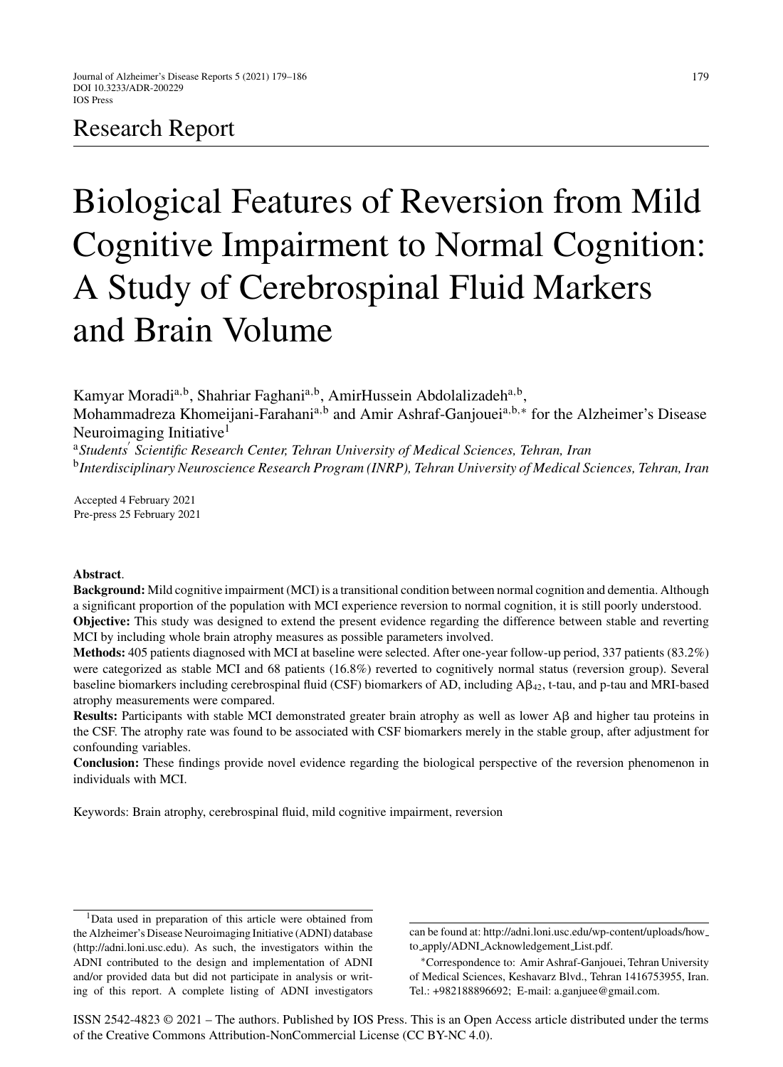Research Report

# Biological Features of Reversion from Mild Cognitive Impairment to Normal Cognition: A Study of Cerebrospinal Fluid Markers and Brain Volume

Kamyar Moradi[a,b], Shahriar Faghani[a,b], AmirHussein Abdolalizadeh[a,b], Mohammadreza Khomeijani-Farahani[a,b] and Amir Ashraf-Ganjouei[a,b,*] for the Alzheimer's Disease Neuroimaging Initiative[1]

[a] *Students' Scientific Research Center, Tehran University of Medical Sciences, Tehran, Iran*
[b] *Interdisciplinary Neuroscience Research Program (INRP), Tehran University of Medical Sciences, Tehran, Iran*

Accepted 4 February 2021
Pre-press 25 February 2021

**Abstract**.

**Background:** Mild cognitive impairment (MCI) is a transitional condition between normal cognition and dementia. Although a significant proportion of the population with MCI experience reversion to normal cognition, it is still poorly understood.

**Objective:** This study was designed to extend the present evidence regarding the difference between stable and reverting MCI by including whole brain atrophy measures as possible parameters involved.

**Methods:** 405 patients diagnosed with MCI at baseline were selected. After one-year follow-up period, 337 patients (83.2%) were categorized as stable MCI and 68 patients (16.8%) reverted to cognitively normal status (reversion group). Several baseline biomarkers including cerebrospinal fluid (CSF) biomarkers of AD, including $A\beta_{42}$, t-tau, and p-tau and MRI-based atrophy measurements were compared.

**Results:** Participants with stable MCI demonstrated greater brain atrophy as well as lower Aβ and higher tau proteins in the CSF. The atrophy rate was found to be associated with CSF biomarkers merely in the stable group, after adjustment for confounding variables.

**Conclusion:** These findings provide novel evidence regarding the biological perspective of the reversion phenomenon in individuals with MCI.

Keywords: Brain atrophy, cerebrospinal fluid, mild cognitive impairment, reversion

---

[1] Data used in preparation of this article were obtained from the Alzheimer's Disease Neuroimaging Initiative (ADNI) database (http://adni.loni.usc.edu). As such, the investigators within the ADNI contributed to the design and implementation of ADNI and/or provided data but did not participate in analysis or writing of this report. A complete listing of ADNI investigators can be found at: http://adni.loni.usc.edu/wp-content/uploads/how_to_apply/ADNI_Acknowledgement_List.pdf.

[*] Correspondence to: Amir Ashraf-Ganjouei, Tehran University of Medical Sciences, Keshavarz Blvd., Tehran 1416753955, Iran. Tel.: +982188896692; E-mail: a.ganjuee@gmail.com.

ISSN 2542-4823 © 2021 – The authors. Published by IOS Press. This is an Open Access article distributed under the terms of the Creative Commons Attribution-NonCommercial License (CC BY-NC 4.0).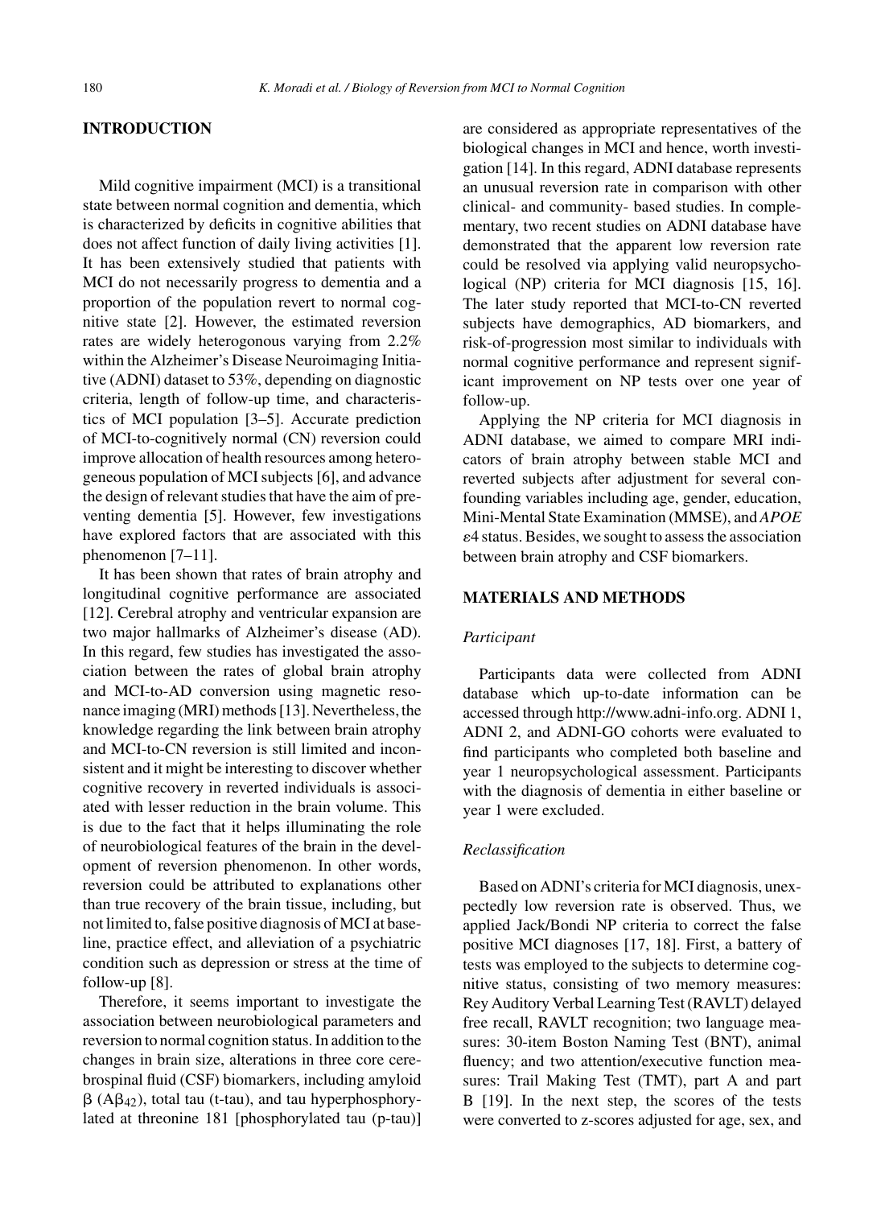## INTRODUCTION

Mild cognitive impairment (MCI) is a transitional state between normal cognition and dementia, which is characterized by deficits in cognitive abilities that does not affect function of daily living activities [1]. It has been extensively studied that patients with MCI do not necessarily progress to dementia and a proportion of the population revert to normal cognitive state [2]. However, the estimated reversion rates are widely heterogonous varying from 2.2% within the Alzheimer's Disease Neuroimaging Initiative (ADNI) dataset to 53%, depending on diagnostic criteria, length of follow-up time, and characteristics of MCI population [3–5]. Accurate prediction of MCI-to-cognitively normal (CN) reversion could improve allocation of health resources among heterogeneous population of MCI subjects [6], and advance the design of relevant studies that have the aim of preventing dementia [5]. However, few investigations have explored factors that are associated with this phenomenon [7–11].

It has been shown that rates of brain atrophy and longitudinal cognitive performance are associated [12]. Cerebral atrophy and ventricular expansion are two major hallmarks of Alzheimer's disease (AD). In this regard, few studies has investigated the association between the rates of global brain atrophy and MCI-to-AD conversion using magnetic resonance imaging (MRI) methods [13]. Nevertheless, the knowledge regarding the link between brain atrophy and MCI-to-CN reversion is still limited and inconsistent and it might be interesting to discover whether cognitive recovery in reverted individuals is associated with lesser reduction in the brain volume. This is due to the fact that it helps illuminating the role of neurobiological features of the brain in the development of reversion phenomenon. In other words, reversion could be attributed to explanations other than true recovery of the brain tissue, including, but not limited to, false positive diagnosis of MCI at baseline, practice effect, and alleviation of a psychiatric condition such as depression or stress at the time of follow-up [8].

Therefore, it seems important to investigate the association between neurobiological parameters and reversion to normal cognition status. In addition to the changes in brain size, alterations in three core cerebrospinal fluid (CSF) biomarkers, including amyloid β ($A\beta_{42}$), total tau (t-tau), and tau hyperphosphorylated at threonine 181 [phosphorylated tau (p-tau)] are considered as appropriate representatives of the biological changes in MCI and hence, worth investigation [14]. In this regard, ADNI database represents an unusual reversion rate in comparison with other clinical- and community- based studies. In complementary, two recent studies on ADNI database have demonstrated that the apparent low reversion rate could be resolved via applying valid neuropsychological (NP) criteria for MCI diagnosis [15, 16]. The later study reported that MCI-to-CN reverted subjects have demographics, AD biomarkers, and risk-of-progression most similar to individuals with normal cognitive performance and represent significant improvement on NP tests over one year of follow-up.

Applying the NP criteria for MCI diagnosis in ADNI database, we aimed to compare MRI indicators of brain atrophy between stable MCI and reverted subjects after adjustment for several confounding variables including age, gender, education, Mini-Mental State Examination (MMSE), and *APOE* $\varepsilon$4 status. Besides, we sought to assess the association between brain atrophy and CSF biomarkers.

## MATERIALS AND METHODS

### *Participant*

Participants data were collected from ADNI database which up-to-date information can be accessed through http://www.adni-info.org. ADNI 1, ADNI 2, and ADNI-GO cohorts were evaluated to find participants who completed both baseline and year 1 neuropsychological assessment. Participants with the diagnosis of dementia in either baseline or year 1 were excluded.

### *Reclassification*

Based on ADNI's criteria for MCI diagnosis, unexpectedly low reversion rate is observed. Thus, we applied Jack/Bondi NP criteria to correct the false positive MCI diagnoses [17, 18]. First, a battery of tests was employed to the subjects to determine cognitive status, consisting of two memory measures: Rey Auditory Verbal Learning Test (RAVLT) delayed free recall, RAVLT recognition; two language measures: 30-item Boston Naming Test (BNT), animal fluency; and two attention/executive function measures: Trail Making Test (TMT), part A and part B [19]. In the next step, the scores of the tests were converted to z-scores adjusted for age, sex, and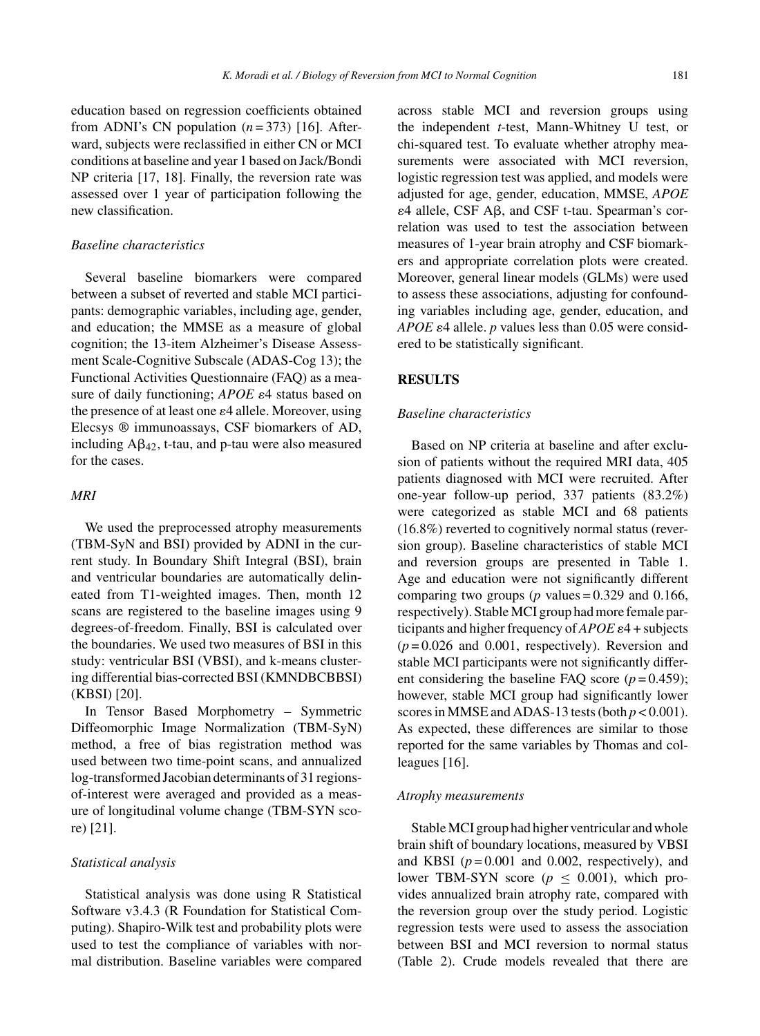education based on regression coefficients obtained from ADNI's CN population ($n = 373$) [16]. Afterward, subjects were reclassified in either CN or MCI conditions at baseline and year 1 based on Jack/Bondi NP criteria [17, 18]. Finally, the reversion rate was assessed over 1 year of participation following the new classification.

### *Baseline characteristics*

Several baseline biomarkers were compared between a subset of reverted and stable MCI participants: demographic variables, including age, gender, and education; the MMSE as a measure of global cognition; the 13-item Alzheimer's Disease Assessment Scale-Cognitive Subscale (ADAS-Cog 13); the Functional Activities Questionnaire (FAQ) as a measure of daily functioning; *APOE* $\varepsilon4$ status based on the presence of at least one $\varepsilon4$ allele. Moreover, using Elecsys ® immunoassays, CSF biomarkers of AD, including $A\beta_{42}$, t-tau, and p-tau were also measured for the cases.

### *MRI*

We used the preprocessed atrophy measurements (TBM-SyN and BSI) provided by ADNI in the current study. In Boundary Shift Integral (BSI), brain and ventricular boundaries are automatically delineated from T1-weighted images. Then, month 12 scans are registered to the baseline images using 9 degrees-of-freedom. Finally, BSI is calculated over the boundaries. We used two measures of BSI in this study: ventricular BSI (VBSI), and k-means clustering differential bias-corrected BSI (KMNDBCBBSI) (KBSI) [20].

In Tensor Based Morphometry – Symmetric Diffeomorphic Image Normalization (TBM-SyN) method, a free of bias registration method was used between two time-point scans, and annualized log-transformed Jacobian determinants of 31 regions-of-interest were averaged and provided as a measure of longitudinal volume change (TBM-SYN score) [21].

### *Statistical analysis*

Statistical analysis was done using R Statistical Software v3.4.3 (R Foundation for Statistical Computing). Shapiro-Wilk test and probability plots were used to test the compliance of variables with normal distribution. Baseline variables were compared across stable MCI and reversion groups using the independent *t*-test, Mann-Whitney U test, or chi-squared test. To evaluate whether atrophy measurements were associated with MCI reversion, logistic regression test was applied, and models were adjusted for age, gender, education, MMSE, *APOE* $\varepsilon4$ allele, CSF $A\beta$, and CSF t-tau. Spearman's correlation was used to test the association between measures of 1-year brain atrophy and CSF biomarkers and appropriate correlation plots were created. Moreover, general linear models (GLMs) were used to assess these associations, adjusting for confounding variables including age, gender, education, and *APOE* $\varepsilon4$ allele. *p* values less than 0.05 were considered to be statistically significant.

## RESULTS

### *Baseline characteristics*

Based on NP criteria at baseline and after exclusion of patients without the required MRI data, 405 patients diagnosed with MCI were recruited. After one-year follow-up period, 337 patients (83.2%) were categorized as stable MCI and 68 patients (16.8%) reverted to cognitively normal status (reversion group). Baseline characteristics of stable MCI and reversion groups are presented in Table 1. Age and education were not significantly different comparing two groups (*p* values = 0.329 and 0.166, respectively). Stable MCI group had more female participants and higher frequency of *APOE* $\varepsilon4$ + subjects ($p = 0.026$ and 0.001, respectively). Reversion and stable MCI participants were not significantly different considering the baseline FAQ score ($p = 0.459$); however, stable MCI group had significantly lower scores in MMSE and ADAS-13 tests (both $p < 0.001$). As expected, these differences are similar to those reported for the same variables by Thomas and colleagues [16].

### *Atrophy measurements*

Stable MCI group had higher ventricular and whole brain shift of boundary locations, measured by VBSI and KBSI ($p = 0.001$ and 0.002, respectively), and lower TBM-SYN score ($p \leq 0.001$), which provides annualized brain atrophy rate, compared with the reversion group over the study period. Logistic regression tests were used to assess the association between BSI and MCI reversion to normal status (Table 2). Crude models revealed that there are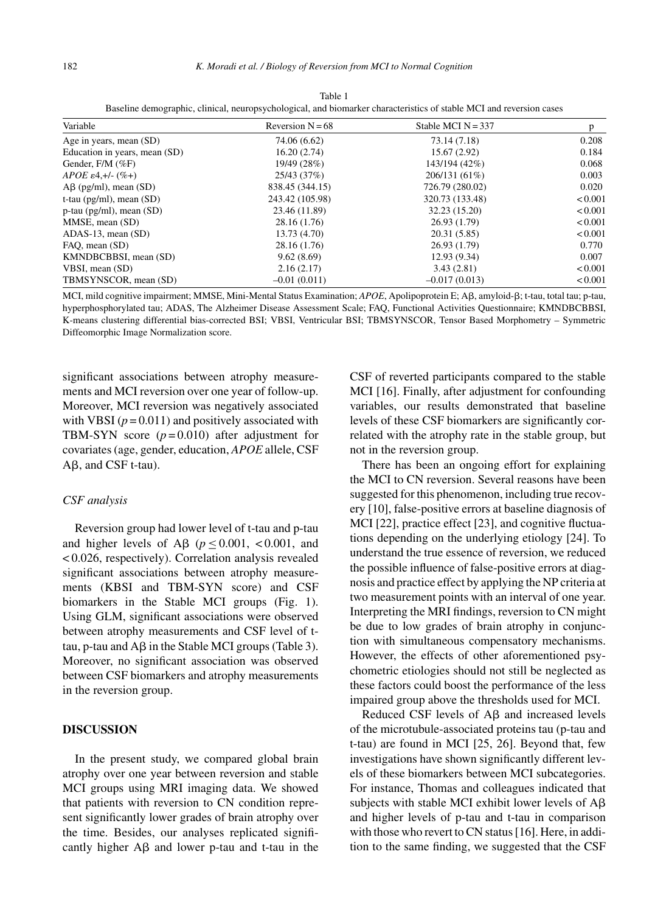Table 1
Baseline demographic, clinical, neuropsychological, and biomarker characteristics of stable MCI and reversion cases

| Variable | Reversion N = 68 | Stable MCI N = 337 | p |
|---|---|---|---|
| Age in years, mean (SD) | 74.06 (6.62) | 73.14 (7.18) | 0.208 |
| Education in years, mean (SD) | 16.20 (2.74) | 15.67 (2.92) | 0.184 |
| Gender, F/M (%F) | 19/49 (28%) | 143/194 (42%) | 0.068 |
| *APOE* ε4,+/- (%+) | 25/43 (37%) | 206/131 (61%) | 0.003 |
| Aβ (pg/ml), mean (SD) | 838.45 (344.15) | 726.79 (280.02) | 0.020 |
| t-tau (pg/ml), mean (SD) | 243.42 (105.98) | 320.73 (133.48) | < 0.001 |
| p-tau (pg/ml), mean (SD) | 23.46 (11.89) | 32.23 (15.20) | < 0.001 |
| MMSE, mean (SD) | 28.16 (1.76) | 26.93 (1.79) | < 0.001 |
| ADAS-13, mean (SD) | 13.73 (4.70) | 20.31 (5.85) | < 0.001 |
| FAQ, mean (SD) | 28.16 (1.76) | 26.93 (1.79) | 0.770 |
| KMNDBCBBSI, mean (SD) | 9.62 (8.69) | 12.93 (9.34) | 0.007 |
| VBSI, mean (SD) | 2.16 (2.17) | 3.43 (2.81) | < 0.001 |
| TBMSYNSCOR, mean (SD) | –0.01 (0.011) | –0.017 (0.013) | < 0.001 |

MCI, mild cognitive impairment; MMSE, Mini-Mental Status Examination; *APOE*, Apolipoprotein E; Aβ, amyloid-β; t-tau, total tau; p-tau, hyperphosphorylated tau; ADAS, The Alzheimer Disease Assessment Scale; FAQ, Functional Activities Questionnaire; KMNDBCBBSI, K-means clustering differential bias-corrected BSI; VBSI, Ventricular BSI; TBMSYNSCOR, Tensor Based Morphometry – Symmetric Diffeomorphic Image Normalization score.

significant associations between atrophy measurements and MCI reversion over one year of follow-up. Moreover, MCI reversion was negatively associated with VBSI ($p = 0.011$) and positively associated with TBM-SYN score ($p = 0.010$) after adjustment for covariates (age, gender, education, *APOE* allele, CSF Aβ, and CSF t-tau).

### *CSF analysis*

Reversion group had lower level of t-tau and p-tau and higher levels of Aβ ($p \leq 0.001$, $< 0.001$, and $< 0.026$, respectively). Correlation analysis revealed significant associations between atrophy measurements (KBSI and TBM-SYN score) and CSF biomarkers in the Stable MCI groups (Fig. 1). Using GLM, significant associations were observed between atrophy measurements and CSF level of t-tau, p-tau and Aβ in the Stable MCI groups (Table 3). Moreover, no significant association was observed between CSF biomarkers and atrophy measurements in the reversion group.

## DISCUSSION

In the present study, we compared global brain atrophy over one year between reversion and stable MCI groups using MRI imaging data. We showed that patients with reversion to CN condition represent significantly lower grades of brain atrophy over the time. Besides, our analyses replicated significantly higher Aβ and lower p-tau and t-tau in the CSF of reverted participants compared to the stable MCI [16]. Finally, after adjustment for confounding variables, our results demonstrated that baseline levels of these CSF biomarkers are significantly correlated with the atrophy rate in the stable group, but not in the reversion group.

There has been an ongoing effort for explaining the MCI to CN reversion. Several reasons have been suggested for this phenomenon, including true recovery [10], false-positive errors at baseline diagnosis of MCI [22], practice effect [23], and cognitive fluctuations depending on the underlying etiology [24]. To understand the true essence of reversion, we reduced the possible influence of false-positive errors at diagnosis and practice effect by applying the NP criteria at two measurement points with an interval of one year. Interpreting the MRI findings, reversion to CN might be due to low grades of brain atrophy in conjunction with simultaneous compensatory mechanisms. However, the effects of other aforementioned psychometric etiologies should not still be neglected as these factors could boost the performance of the less impaired group above the thresholds used for MCI.

Reduced CSF levels of Aβ and increased levels of the microtubule-associated proteins tau (p-tau and t-tau) are found in MCI [25, 26]. Beyond that, few investigations have shown significantly different levels of these biomarkers between MCI subcategories. For instance, Thomas and colleagues indicated that subjects with stable MCI exhibit lower levels of Aβ and higher levels of p-tau and t-tau in comparison with those who revert to CN status [16]. Here, in addition to the same finding, we suggested that the CSF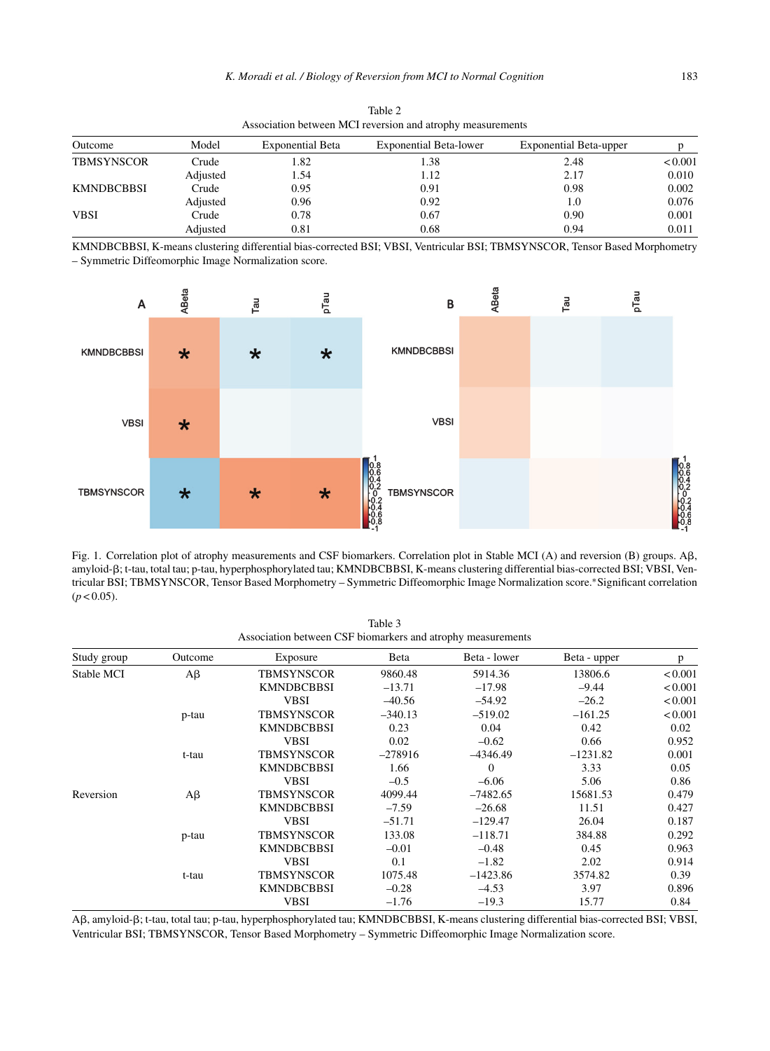Table 2
Association between MCI reversion and atrophy measurements

| Outcome | Model | Exponential Beta | Exponential Beta-lower | Exponential Beta-upper | p |
|---|---|---|---|---|---|
| TBMSYNSCOR | Crude | 1.82 | 1.38 | 2.48 | <0.001 |
| | Adjusted | 1.54 | 1.12 | 2.17 | 0.010 |
| KMNDBCBBSI | Crude | 0.95 | 0.91 | 0.98 | 0.002 |
| | Adjusted | 0.96 | 0.92 | 1.0 | 0.076 |
| VBSI | Crude | 0.78 | 0.67 | 0.90 | 0.001 |
| | Adjusted | 0.81 | 0.68 | 0.94 | 0.011 |

KMNDBCBBSI, K-means clustering differential bias-corrected BSI; VBSI, Ventricular BSI; TBMSYNSCOR, Tensor Based Morphometry – Symmetric Diffeomorphic Image Normalization score.

Fig. 1. Correlation plot of atrophy measurements and CSF biomarkers. Correlation plot in Stable MCI (A) and reversion (B) groups. Aβ, amyloid-β; t-tau, total tau; p-tau, hyperphosphorylated tau; KMNDBCBBSI, K-means clustering differential bias-corrected BSI; VBSI, Ventricular BSI; TBMSYNSCOR, Tensor Based Morphometry – Symmetric Diffeomorphic Image Normalization score.* Significant correlation ($p < 0.05$).

Table 3
Association between CSF biomarkers and atrophy measurements

| Study group | Outcome | Exposure | Beta | Beta - lower | Beta - upper | p |
|---|---|---|---|---|---|---|
| Stable MCI | Aβ | TBMSYNSCOR | 9860.48 | 5914.36 | 13806.6 | <0.001 |
| | | KMNDBCBBSI | –13.71 | –17.98 | –9.44 | <0.001 |
| | | VBSI | –40.56 | –54.92 | –26.2 | <0.001 |
| | p-tau | TBMSYNSCOR | –340.13 | –519.02 | –161.25 | <0.001 |
| | | KMNDBCBBSI | 0.23 | 0.04 | 0.42 | 0.02 |
| | | VBSI | 0.02 | –0.62 | 0.66 | 0.952 |
| | t-tau | TBMSYNSCOR | –278916 | –4346.49 | –1231.82 | 0.001 |
| | | KMNDBCBBSI | 1.66 | 0 | 3.33 | 0.05 |
| | | VBSI | –0.5 | –6.06 | 5.06 | 0.86 |
| Reversion | Aβ | TBMSYNSCOR | 4099.44 | –7482.65 | 15681.53 | 0.479 |
| | | KMNDBCBBSI | –7.59 | –26.68 | 11.51 | 0.427 |
| | | VBSI | –51.71 | –129.47 | 26.04 | 0.187 |
| | p-tau | TBMSYNSCOR | 133.08 | –118.71 | 384.88 | 0.292 |
| | | KMNDBCBBSI | –0.01 | –0.48 | 0.45 | 0.963 |
| | | VBSI | 0.1 | –1.82 | 2.02 | 0.914 |
| | t-tau | TBMSYNSCOR | 1075.48 | –1423.86 | 3574.82 | 0.39 |
| | | KMNDBCBBSI | –0.28 | –4.53 | 3.97 | 0.896 |
| | | VBSI | –1.76 | –19.3 | 15.77 | 0.84 |

Aβ, amyloid-β; t-tau, total tau; p-tau, hyperphosphorylated tau; KMNDBCBBSI, K-means clustering differential bias-corrected BSI; VBSI, Ventricular BSI; TBMSYNSCOR, Tensor Based Morphometry – Symmetric Diffeomorphic Image Normalization score.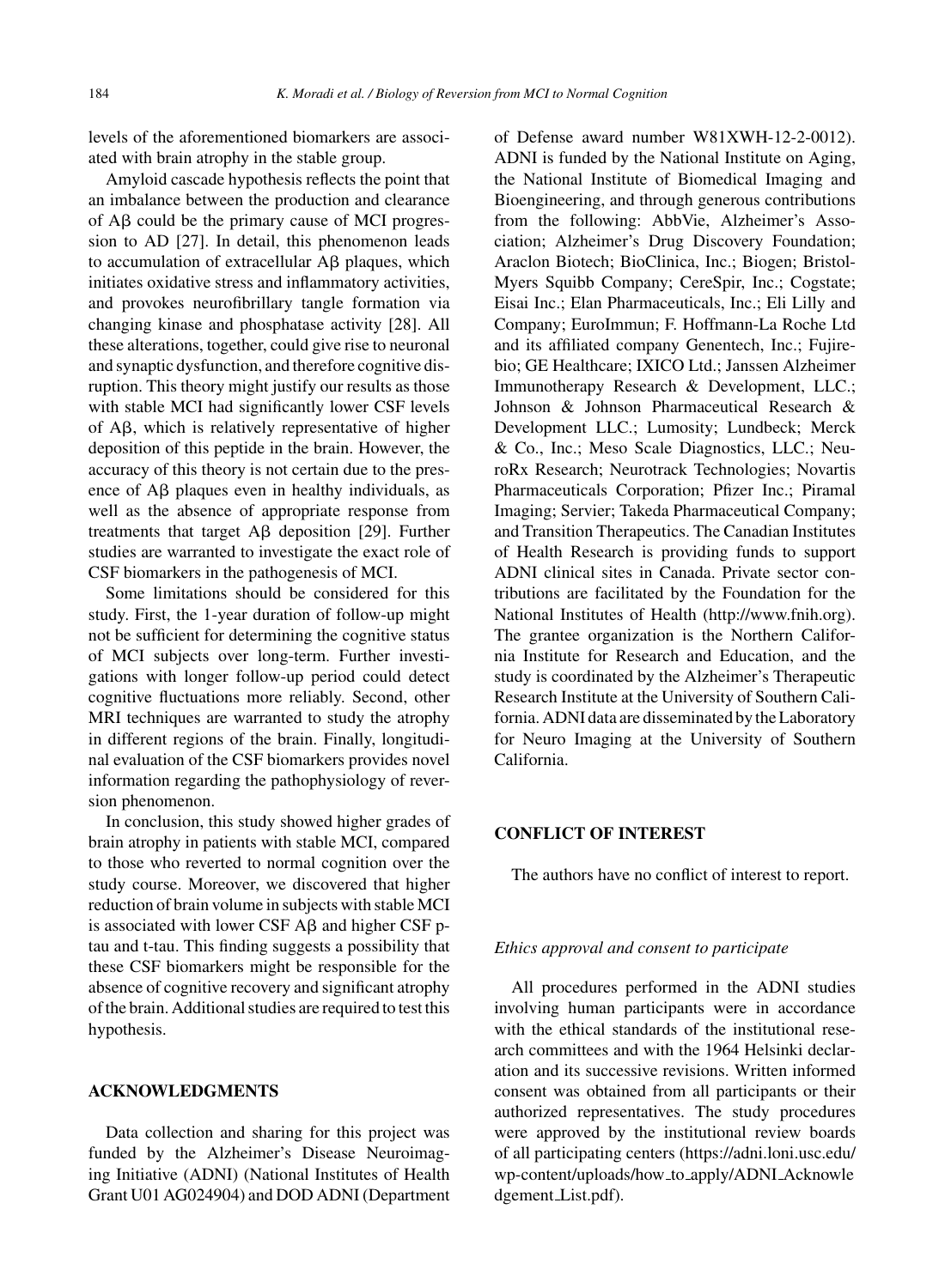levels of the aforementioned biomarkers are associated with brain atrophy in the stable group.

Amyloid cascade hypothesis reflects the point that an imbalance between the production and clearance of Aβ could be the primary cause of MCI progression to AD [27]. In detail, this phenomenon leads to accumulation of extracellular Aβ plaques, which initiates oxidative stress and inflammatory activities, and provokes neurofibrillary tangle formation via changing kinase and phosphatase activity [28]. All these alterations, together, could give rise to neuronal and synaptic dysfunction, and therefore cognitive disruption. This theory might justify our results as those with stable MCI had significantly lower CSF levels of Aβ, which is relatively representative of higher deposition of this peptide in the brain. However, the accuracy of this theory is not certain due to the presence of Aβ plaques even in healthy individuals, as well as the absence of appropriate response from treatments that target Aβ deposition [29]. Further studies are warranted to investigate the exact role of CSF biomarkers in the pathogenesis of MCI.

Some limitations should be considered for this study. First, the 1-year duration of follow-up might not be sufficient for determining the cognitive status of MCI subjects over long-term. Further investigations with longer follow-up period could detect cognitive fluctuations more reliably. Second, other MRI techniques are warranted to study the atrophy in different regions of the brain. Finally, longitudinal evaluation of the CSF biomarkers provides novel information regarding the pathophysiology of reversion phenomenon.

In conclusion, this study showed higher grades of brain atrophy in patients with stable MCI, compared to those who reverted to normal cognition over the study course. Moreover, we discovered that higher reduction of brain volume in subjects with stable MCI is associated with lower CSF Aβ and higher CSF p-tau and t-tau. This finding suggests a possibility that these CSF biomarkers might be responsible for the absence of cognitive recovery and significant atrophy of the brain. Additional studies are required to test this hypothesis.

## ACKNOWLEDGMENTS

Data collection and sharing for this project was funded by the Alzheimer's Disease Neuroimaging Initiative (ADNI) (National Institutes of Health Grant U01 AG024904) and DOD ADNI (Department of Defense award number W81XWH-12-2-0012). ADNI is funded by the National Institute on Aging, the National Institute of Biomedical Imaging and Bioengineering, and through generous contributions from the following: AbbVie, Alzheimer's Association; Alzheimer's Drug Discovery Foundation; Araclon Biotech; BioClinica, Inc.; Biogen; Bristol-Myers Squibb Company; CereSpir, Inc.; Cogstate; Eisai Inc.; Elan Pharmaceuticals, Inc.; Eli Lilly and Company; EuroImmun; F. Hoffmann-La Roche Ltd and its affiliated company Genentech, Inc.; Fujirebio; GE Healthcare; IXICO Ltd.; Janssen Alzheimer Immunotherapy Research & Development, LLC.; Johnson & Johnson Pharmaceutical Research & Development LLC.; Lumosity; Lundbeck; Merck & Co., Inc.; Meso Scale Diagnostics, LLC.; NeuroRx Research; Neurotrack Technologies; Novartis Pharmaceuticals Corporation; Pfizer Inc.; Piramal Imaging; Servier; Takeda Pharmaceutical Company; and Transition Therapeutics. The Canadian Institutes of Health Research is providing funds to support ADNI clinical sites in Canada. Private sector contributions are facilitated by the Foundation for the National Institutes of Health (http://www.fnih.org). The grantee organization is the Northern California Institute for Research and Education, and the study is coordinated by the Alzheimer's Therapeutic Research Institute at the University of Southern California. ADNI data are disseminated by the Laboratory for Neuro Imaging at the University of Southern California.

## CONFLICT OF INTEREST

The authors have no conflict of interest to report.

### *Ethics approval and consent to participate*

All procedures performed in the ADNI studies involving human participants were in accordance with the ethical standards of the institutional research committees and with the 1964 Helsinki declaration and its successive revisions. Written informed consent was obtained from all participants or their authorized representatives. The study procedures were approved by the institutional review boards of all participating centers (https://adni.loni.usc.edu/wp-content/uploads/how_to_apply/ADNI_Acknowledgement_List.pdf).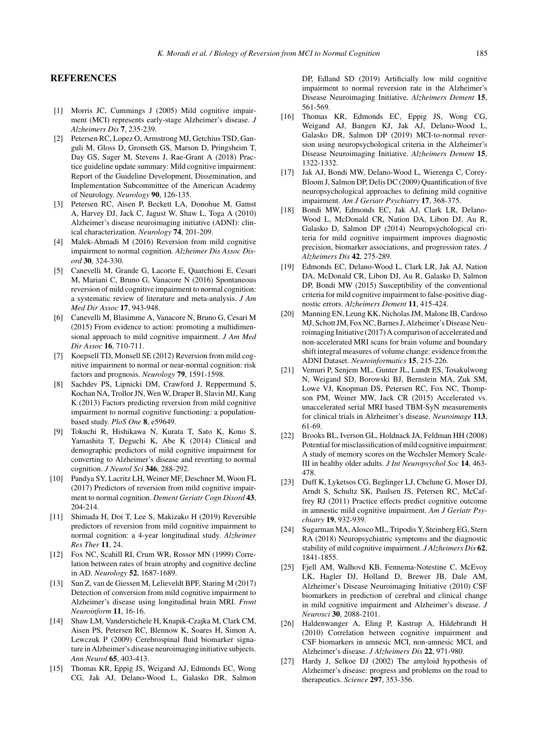## REFERENCES

[1] Morris JC, Cummings J (2005) Mild cognitive impairment (MCI) represents early-stage Alzheimer's disease. *J Alzheimers Dis* **7**, 235-239.

[2] Petersen RC, Lopez O, Armstrong MJ, Getchius TSD, Ganguli M, Gloss D, Gronseth GS, Marson D, Pringsheim T, Day GS, Sager M, Stevens J, Rae-Grant A (2018) Practice guideline update summary: Mild cognitive impairment: Report of the Guideline Development, Dissemination, and Implementation Subcommittee of the American Academy of Neurology. *Neurology* **90**, 126-135.

[3] Petersen RC, Aisen P, Beckett LA, Donohue M, Gamst A, Harvey DJ, Jack C, Jagust W, Shaw L, Toga A (2010) Alzheimer's disease neuroimaging initiative (ADNI): clinical characterization. *Neurology* **74**, 201-209.

[4] Malek-Ahmadi M (2016) Reversion from mild cognitive impairment to normal cognition. *Alzheimer Dis Assoc Disord* **30**, 324-330.

[5] Canevelli M, Grande G, Lacorte E, Quarchioni E, Cesari M, Mariani C, Bruno G, Vanacore N (2016) Spontaneous reversion of mild cognitive impairment to normal cognition: a systematic review of literature and meta-analysis. *J Am Med Dir Assoc* **17**, 943-948.

[6] Canevelli M, Blasimme A, Vanacore N, Bruno G, Cesari M (2015) From evidence to action: promoting a multidimensional approach to mild cognitive impairment. *J Am Med Dir Assoc* **16**, 710-711.

[7] Koepsell TD, Monsell SE (2012) Reversion from mild cognitive impairment to normal or near-normal cognition: risk factors and prognosis. *Neurology* **79**, 1591-1598.

[8] Sachdev PS, Lipnicki DM, Crawford J, Reppermund S, Kochan NA, Trollor JN, Wen W, Draper B, Slavin MJ, Kang K (2013) Factors predicting reversion from mild cognitive impairment to normal cognitive functioning: a population-based study. *PloS One* **8**, e59649.

[9] Tokuchi R, Hishikawa N, Kurata T, Sato K, Kono S, Yamashita T, Deguchi K, Abe K (2014) Clinical and demographic predictors of mild cognitive impairment for converting to Alzheimer's disease and reverting to normal cognition. *J Neurol Sci* **346**, 288-292.

[10] Pandya SY, Lacritz LH, Weiner MF, Deschner M, Woon FL (2017) Predictors of reversion from mild cognitive impairment to normal cognition. *Dement Geriatr Cogn Disord* **43**, 204-214.

[11] Shimada H, Doi T, Lee S, Makizako H (2019) Reversible predictors of reversion from mild cognitive impairment to normal cognition: a 4-year longitudinal study. *Alzheimer Res Ther* **11**, 24.

[12] Fox NC, Scahill RI, Crum WR, Rossor MN (1999) Correlation between rates of brain atrophy and cognitive decline in AD. *Neurology* **52**, 1687-1689.

[13] Sun Z, van de Giessen M, Lelieveldt BPF, Staring M (2017) Detection of conversion from mild cognitive impairment to Alzheimer's disease using longitudinal brain MRI. *Front Neuroinform* **11**, 16-16.

[14] Shaw LM, Vanderstichele H, Knapik-Czajka M, Clark CM, Aisen PS, Petersen RC, Blennow K, Soares H, Simon A, Lewczuk P (2009) Cerebrospinal fluid biomarker signature in Alzheimer's disease neuroimaging initiative subjects. *Ann Neurol* **65**, 403-413.

[15] Thomas KR, Eppig JS, Weigand AJ, Edmonds EC, Wong CG, Jak AJ, Delano-Wood L, Galasko DR, Salmon DP, Edland SD (2019) Artificially low mild cognitive impairment to normal reversion rate in the Alzheimer's Disease Neuroimaging Initiative. *Alzheimers Dement* **15**, 561-569.

[16] Thomas KR, Edmonds EC, Eppig JS, Wong CG, Weigand AJ, Bangen KJ, Jak AJ, Delano-Wood L, Galasko DR, Salmon DP (2019) MCI-to-normal reversion using neuropsychological criteria in the Alzheimer's Disease Neuroimaging Initiative. *Alzheimers Dement* **15**, 1322-1332.

[17] Jak AJ, Bondi MW, Delano-Wood L, Wierenga C, Corey-Bloom J, Salmon DP, Delis DC (2009) Quantification of five neuropsychological approaches to defining mild cognitive impairment. *Am J Geriatr Psychiatry* **17**, 368-375.

[18] Bondi MW, Edmonds EC, Jak AJ, Clark LR, Delano-Wood L, McDonald CR, Nation DA, Libon DJ, Au R, Galasko D, Salmon DP (2014) Neuropsychological criteria for mild cognitive impairment improves diagnostic precision, biomarker associations, and progression rates. *J Alzheimers Dis* **42**, 275-289.

[19] Edmonds EC, Delano-Wood L, Clark LR, Jak AJ, Nation DA, McDonald CR, Libon DJ, Au R, Galasko D, Salmon DP, Bondi MW (2015) Susceptibility of the conventional criteria for mild cognitive impairment to false-positive diagnostic errors. *Alzheimers Dement* **11**, 415-424.

[20] Manning EN, Leung KK, Nicholas JM, Malone IB, Cardoso MJ, Schott JM, Fox NC, Barnes J, Alzheimer's Disease Neuroimaging Initiative (2017) A comparison of accelerated and non-accelerated MRI scans for brain volume and boundary shift integral measures of volume change: evidence from the ADNI Dataset. *Neuroinformatics* **15**, 215-226.

[21] Vemuri P, Senjem ML, Gunter JL, Lundt ES, Tosakulwong N, Weigand SD, Borowski BJ, Bernstein MA, Zuk SM, Lowe VJ, Knopman DS, Petersen RC, Fox NC, Thompson PM, Weiner MW, Jack CR (2015) Accelerated vs. unaccelerated serial MRI based TBM-SyN measurements for clinical trials in Alzheimer's disease. *Neuroimage* **113**, 61-69.

[22] Brooks BL, Iverson GL, Holdnack JA, Feldman HH (2008) Potential for misclassification of mild cognitive impairment: A study of memory scores on the Wechsler Memory Scale-III in healthy older adults. *J Int Neuropsychol Soc* **14**, 463-478.

[23] Duff K, Lyketsos CG, Beglinger LJ, Chelune G, Moser DJ, Arndt S, Schultz SK, Paulsen JS, Petersen RC, McCaffrey RJ (2011) Practice effects predict cognitive outcome in amnestic mild cognitive impairment. *Am J Geriatr Psychiatry* **19**, 932-939.

[24] Sugarman MA, Alosco ML, Tripodis Y, Steinberg EG, Stern RA (2018) Neuropsychiatric symptoms and the diagnostic stability of mild cognitive impairment. *J Alzheimers Dis* **62**, 1841-1855.

[25] Fjell AM, Walhovd KB, Fennema-Notestine C, McEvoy LK, Hagler DJ, Holland D, Brewer JB, Dale AM, Alzheimer's Disease Neuroimaging Initiative (2010) CSF biomarkers in prediction of cerebral and clinical change in mild cognitive impairment and Alzheimer's disease. *J Neurosci* **30**, 2088-2101.

[26] Haldenwanger A, Eling P, Kastrup A, Hildebrandt H (2010) Correlation between cognitive impairment and CSF biomarkers in amnesic MCI, non-amnesic MCI, and Alzheimer's disease. *J Alzheimers Dis* **22**, 971-980.

[27] Hardy J, Selkoe DJ (2002) The amyloid hypothesis of Alzheimer's disease: progress and problems on the road to therapeutics. *Science* **297**, 353-356.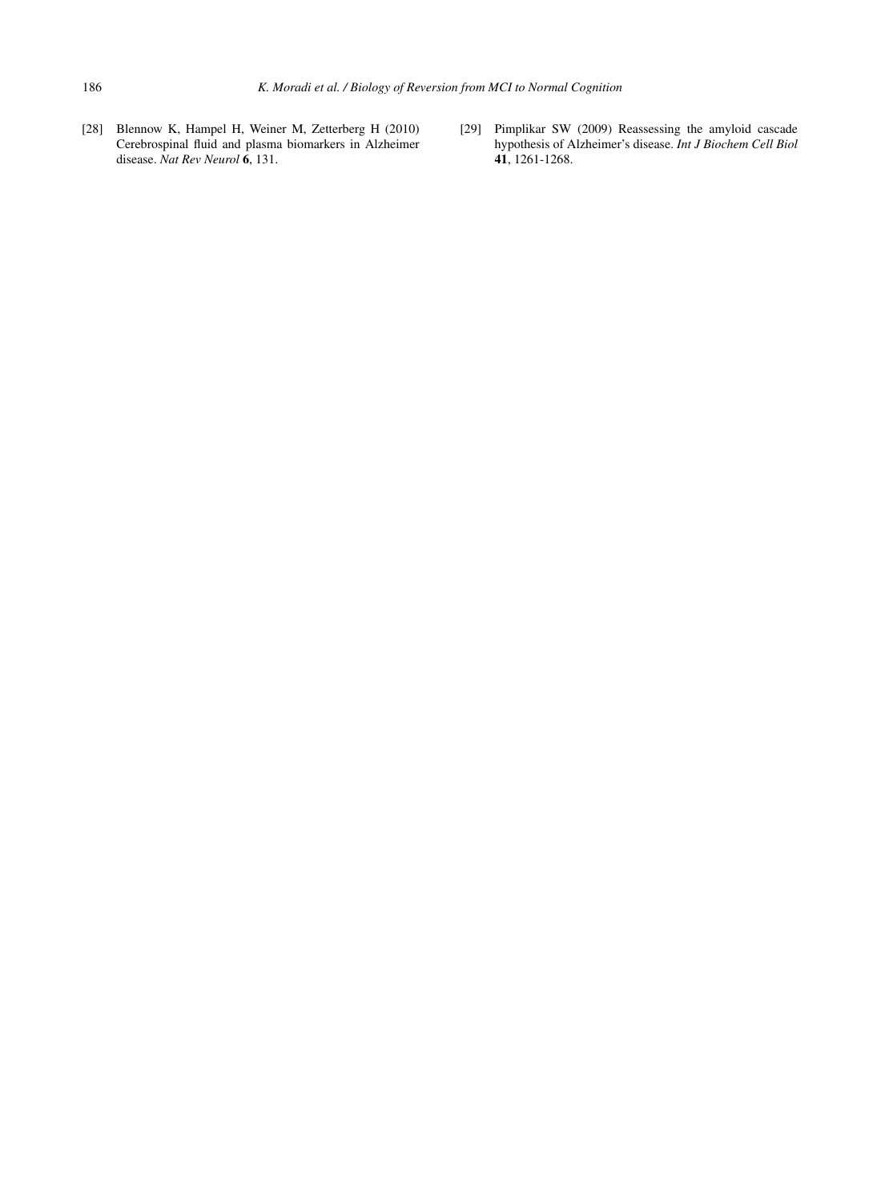[28] Blennow K, Hampel H, Weiner M, Zetterberg H (2010) Cerebrospinal fluid and plasma biomarkers in Alzheimer disease. *Nat Rev Neurol* **6**, 131.

[29] Pimplikar SW (2009) Reassessing the amyloid cascade hypothesis of Alzheimer's disease. *Int J Biochem Cell Biol* **41**, 1261-1268.